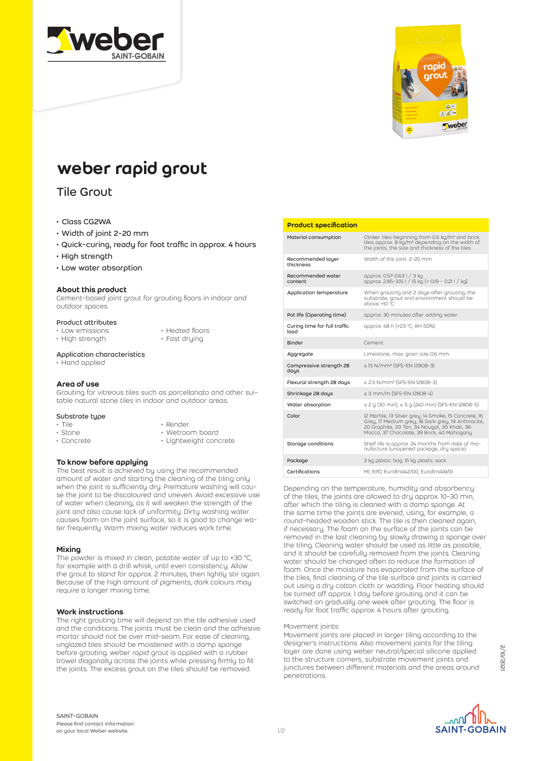# weber rapid grout

## Tile Grout

- Class CG2WA
- Width of joint 2-20 mm
- Quick-curing, ready for foot traffic in approx. 4 hours
- High strength
- Low water absorption

### About this product

Cement-based joint grout for grouting floors in indoor and outdoor spaces.

#### Product attributes

- Low emissions
- High strength
- Heated floors
- Fast drying

#### Application characteristics

- Hand applied

### Area of use

Grouting for vitreous tiles such as porcellanato and other suitable natural stone tiles in indoor and outdoor areas.

#### Substrate type

- Tile
- Stone
- Concrete
- Render
- Wetroom board
- Lightweight concrete

### To know before applying

The best result is achieved by using the recommended amount of water and starting the cleaning of the tiling only when the joint is sufficiently dry. Premature washing will cause the joint to be discoloured and uneven. Avoid excessive use of water when cleaning, as it will weaken the strength of the joint and also cause lack of uniformity. Dirty washing water causes foam on the joint surface, so it is good to change water frequently. Warm mixing water reduces work time.

### Mixing

The powder is mixed in clean, potable water of up to +30 °C, for example with a drill whisk, until even consistency. Allow the grout to stand for approx. 2 minutes, then lightly stir again. Because of the high amount of pigments, dark colours may require a longer mixing time.

### Work instructions

The right grouting time will depend on the tile adhesive used and the conditions. The joints must be clean and the adhesive mortar should not be over mid-seam. For ease of cleaning, unglazed tiles should be moistened with a damp sponge before grouting. weber rapid grout is applied with a rubber trowel diagonally across the joints while pressing firmly to fill the joints. The excess grout on the tiles should be removed.

Depending on the temperature, humidity and absorbency of the tiles, the joints are allowed to dry approx. 10-30 min, after which the tiling is cleaned with a damp sponge. At the same time the joints are evened, using, for example, a round-headed wooden stick. The tile is then cleaned again, if necessary. The foam on the surface of the joints can be removed in the last cleaning by slowly drawing a sponge over the tiling. Cleaning water should be used as little as possible, and it should be carefully removed from the joints. Cleaning water should be changed often to reduce the formation of foam. Once the moisture has evaporated from the surface of the tiles, final cleaning of the tile surface and joints is carried out using a dry cotton cloth or wadding. Floor heating should be turned off approx. 1 day before grouting and it can be switched on gradually one week after grouting. The floor is ready for foot traffic approx. 4 hours after grouting.

Movement joints:

Movement joints are placed in larger tiling according to the designer's instructions. Also movement joints for the tiling layer are done using weber neutral/special silicone applied to the structure corners, substrate movement joints and junctures between different materials and the areas around penetrations.

### Product specification

| Product specification | |
|---|---|
| Material consumption | Clinker tiles beginning from 0.5 kg/m² and brick tiles approx. 8 kg/m² depending on the width of the joints, the size and thickness of the tiles. |
| Recommended layer thickness | Width of the joint: 2-20 mm |
| Recommended water content | approx. 0.57-0.63 l / 3 kg<br>approx. 2.85-3.15 l / 15 kg (= 0.19 - 0.21 l / kg) |
| Application temperature | When grouting and 2 days after grouting, the substrate, grout and environment should be above +10 °C |
| Pot life (Operating time) | approx. 30 minutes after adding water |
| Curing time for full traffic load | approx. 48 h (+23 °C, RH 50%) |
| Binder | Cement |
| Aggregate | Limestone, max. grain size 0.6 mm |
| Compressive strength 28 days | ≥ 15 N/mm² (SFS-EN 12808-3) |
| Flexural strength 28 days | ≥ 2.5 N/mm² (SFS-EN 12808-3) |
| Shrinkage 28 days | ≤ 3 mm/m (SFS-EN 12808-4) |
| Water absorption | ≤ 2 g (30 min), ≤ 5 g (240 min) (SFS-EN 12808-5) |
| Color | 12 Marble, 13 Silver grey, 14 Smoke, 15 Concrete, 16 Grey, 17 Medium grey, 18 Dark grey, 19 Anthracite, 20 Graphite, 33 Tan, 34 Nougat, 35 Khaki, 36 Mocca, 37 Chocolate, 39 Brick, 40 Mahogany |
| Storage conditions | Shelf life is approx. 24 months from date of manufacture (unopened package, dry space) |
| Package | 3 kg plastic bag. 15 kg plastic sack. |
| Certifications | M1, EPD, Eurofins142/00, Eurofins149/01 |

2/10/2021

SAINT-GOBAIN
Please find contact information on your local Weber website.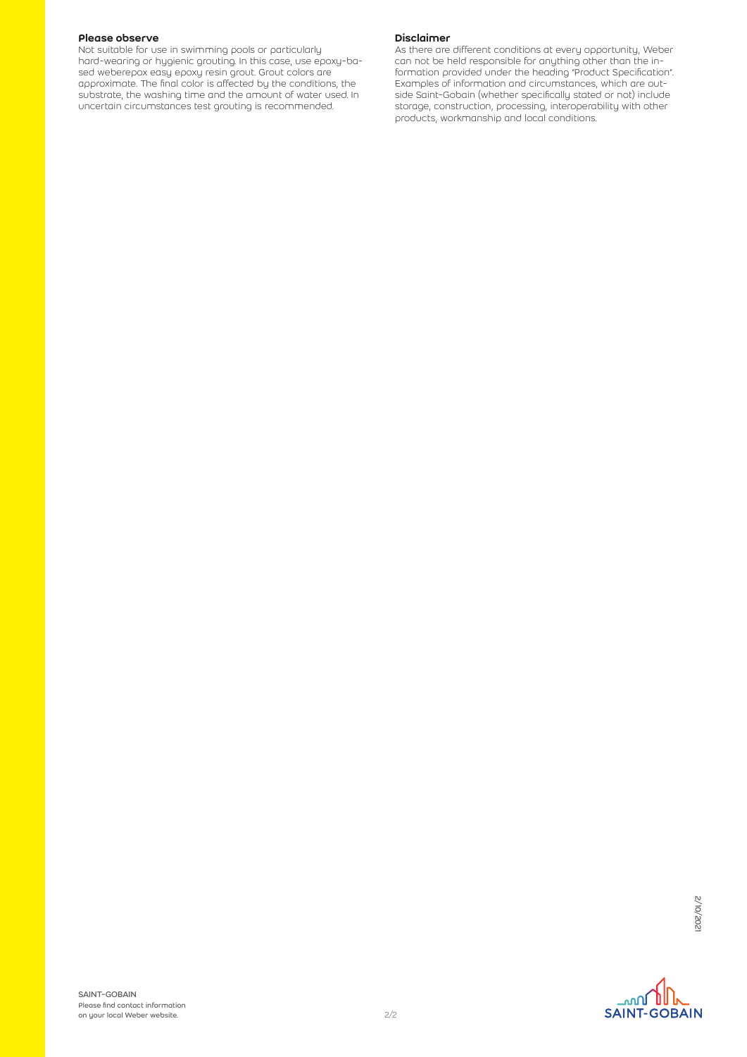## Please observe

Not suitable for use in swimming pools or particularly hard-wearing or hygienic grouting. In this case, use epoxy-based weberepox easy epoxy resin grout. Grout colors are approximate. The final color is affected by the conditions, the substrate, the washing time and the amount of water used. In uncertain circumstances test grouting is recommended.

## Disclaimer

As there are different conditions at every opportunity, Weber can not be held responsible for anything other than the information provided under the heading "Product Specification". Examples of information and circumstances, which are outside Saint-Gobain (whether specifically stated or not) include storage, construction, processing, interoperability with other products, workmanship and local conditions.

2/10/2021

SAINT-GOBAIN
Please find contact information on your local Weber website.